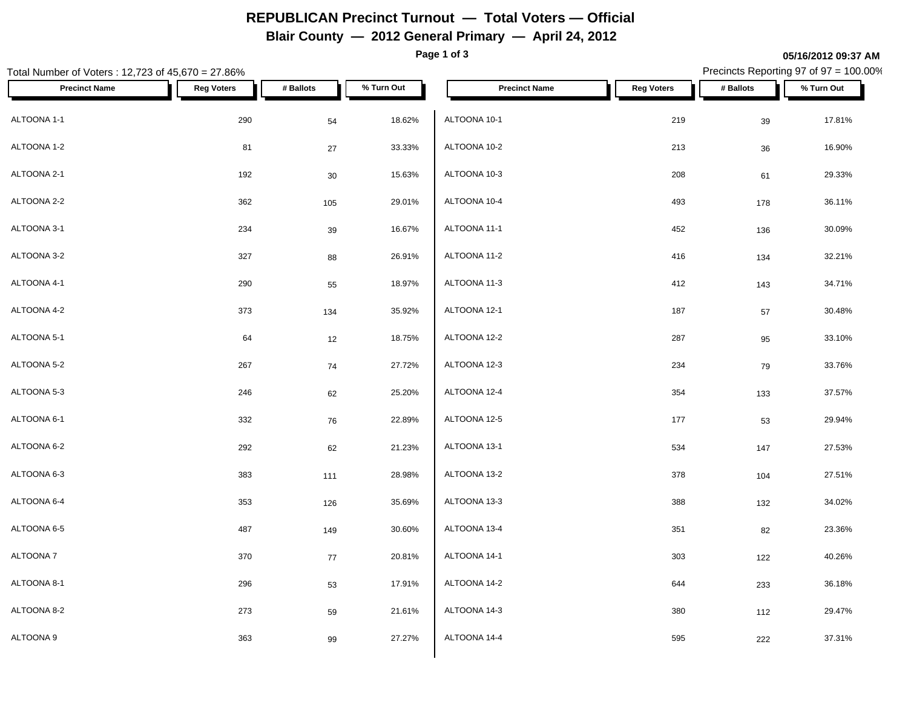# REPUBLICAN Precinct Turnout — Total Voters — Official

## Blair County — 2012 General Primary — April 24, 2012

05/16/2012 09:37 AM

Total Number of Voters : 12,723 of 45,670 = 27.86%

Precincts Reporting 97 of 97 = 100.00%

| Precinct Name | Reg Voters | # Ballots | % Turn Out |
|---|---|---|---|
| ALTOONA 1-1 | 290 | 54 | 18.62% |
| ALTOONA 1-2 | 81 | 27 | 33.33% |
| ALTOONA 2-1 | 192 | 30 | 15.63% |
| ALTOONA 2-2 | 362 | 105 | 29.01% |
| ALTOONA 3-1 | 234 | 39 | 16.67% |
| ALTOONA 3-2 | 327 | 88 | 26.91% |
| ALTOONA 4-1 | 290 | 55 | 18.97% |
| ALTOONA 4-2 | 373 | 134 | 35.92% |
| ALTOONA 5-1 | 64 | 12 | 18.75% |
| ALTOONA 5-2 | 267 | 74 | 27.72% |
| ALTOONA 5-3 | 246 | 62 | 25.20% |
| ALTOONA 6-1 | 332 | 76 | 22.89% |
| ALTOONA 6-2 | 292 | 62 | 21.23% |
| ALTOONA 6-3 | 383 | 111 | 28.98% |
| ALTOONA 6-4 | 353 | 126 | 35.69% |
| ALTOONA 6-5 | 487 | 149 | 30.60% |
| ALTOONA 7 | 370 | 77 | 20.81% |
| ALTOONA 8-1 | 296 | 53 | 17.91% |
| ALTOONA 8-2 | 273 | 59 | 21.61% |
| ALTOONA 9 | 363 | 99 | 27.27% |
| ALTOONA 10-1 | 219 | 39 | 17.81% |
| ALTOONA 10-2 | 213 | 36 | 16.90% |
| ALTOONA 10-3 | 208 | 61 | 29.33% |
| ALTOONA 10-4 | 493 | 178 | 36.11% |
| ALTOONA 11-1 | 452 | 136 | 30.09% |
| ALTOONA 11-2 | 416 | 134 | 32.21% |
| ALTOONA 11-3 | 412 | 143 | 34.71% |
| ALTOONA 12-1 | 187 | 57 | 30.48% |
| ALTOONA 12-2 | 287 | 95 | 33.10% |
| ALTOONA 12-3 | 234 | 79 | 33.76% |
| ALTOONA 12-4 | 354 | 133 | 37.57% |
| ALTOONA 12-5 | 177 | 53 | 29.94% |
| ALTOONA 13-1 | 534 | 147 | 27.53% |
| ALTOONA 13-2 | 378 | 104 | 27.51% |
| ALTOONA 13-3 | 388 | 132 | 34.02% |
| ALTOONA 13-4 | 351 | 82 | 23.36% |
| ALTOONA 14-1 | 303 | 122 | 40.26% |
| ALTOONA 14-2 | 644 | 233 | 36.18% |
| ALTOONA 14-3 | 380 | 112 | 29.47% |
| ALTOONA 14-4 | 595 | 222 | 37.31% |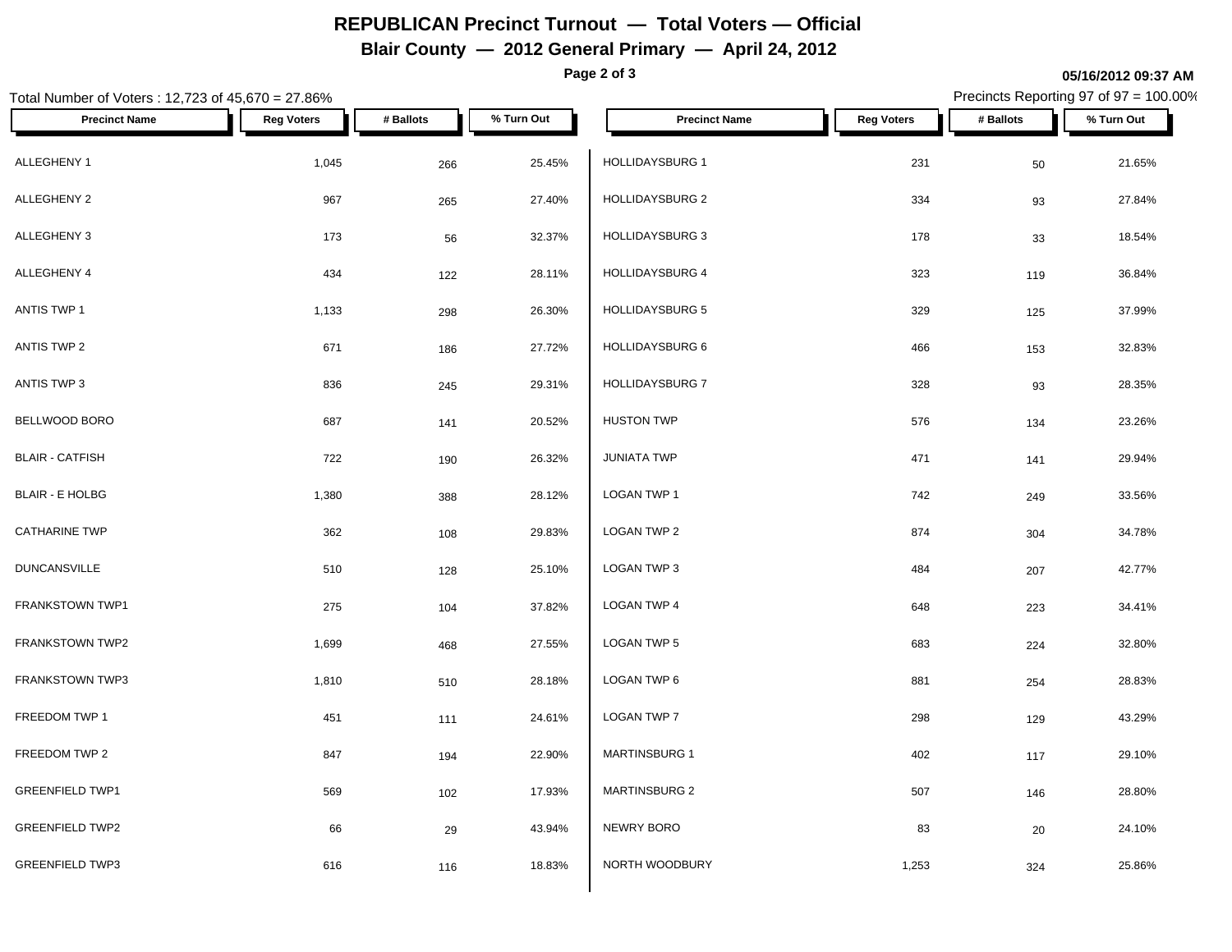# REPUBLICAN Precinct Turnout — Total Voters — Official

## Blair County — 2012 General Primary — April 24, 2012

**05/16/2012 09:37 AM**

Total Number of Voters : 12,723 of 45,670 = 27.86%

Precincts Reporting 97 of 97 = 100.00%

| Precinct Name | Reg Voters | # Ballots | % Turn Out |
|---|---|---|---|
| ALLEGHENY 1 | 1,045 | 266 | 25.45% |
| ALLEGHENY 2 | 967 | 265 | 27.40% |
| ALLEGHENY 3 | 173 | 56 | 32.37% |
| ALLEGHENY 4 | 434 | 122 | 28.11% |
| ANTIS TWP 1 | 1,133 | 298 | 26.30% |
| ANTIS TWP 2 | 671 | 186 | 27.72% |
| ANTIS TWP 3 | 836 | 245 | 29.31% |
| BELLWOOD BORO | 687 | 141 | 20.52% |
| BLAIR - CATFISH | 722 | 190 | 26.32% |
| BLAIR - E HOLBG | 1,380 | 388 | 28.12% |
| CATHARINE TWP | 362 | 108 | 29.83% |
| DUNCANSVILLE | 510 | 128 | 25.10% |
| FRANKSTOWN TWP1 | 275 | 104 | 37.82% |
| FRANKSTOWN TWP2 | 1,699 | 468 | 27.55% |
| FRANKSTOWN TWP3 | 1,810 | 510 | 28.18% |
| FREEDOM TWP 1 | 451 | 111 | 24.61% |
| FREEDOM TWP 2 | 847 | 194 | 22.90% |
| GREENFIELD TWP1 | 569 | 102 | 17.93% |
| GREENFIELD TWP2 | 66 | 29 | 43.94% |
| GREENFIELD TWP3 | 616 | 116 | 18.83% |
| HOLLIDAYSBURG 1 | 231 | 50 | 21.65% |
| HOLLIDAYSBURG 2 | 334 | 93 | 27.84% |
| HOLLIDAYSBURG 3 | 178 | 33 | 18.54% |
| HOLLIDAYSBURG 4 | 323 | 119 | 36.84% |
| HOLLIDAYSBURG 5 | 329 | 125 | 37.99% |
| HOLLIDAYSBURG 6 | 466 | 153 | 32.83% |
| HOLLIDAYSBURG 7 | 328 | 93 | 28.35% |
| HUSTON TWP | 576 | 134 | 23.26% |
| JUNIATA TWP | 471 | 141 | 29.94% |
| LOGAN TWP 1 | 742 | 249 | 33.56% |
| LOGAN TWP 2 | 874 | 304 | 34.78% |
| LOGAN TWP 3 | 484 | 207 | 42.77% |
| LOGAN TWP 4 | 648 | 223 | 34.41% |
| LOGAN TWP 5 | 683 | 224 | 32.80% |
| LOGAN TWP 6 | 881 | 254 | 28.83% |
| LOGAN TWP 7 | 298 | 129 | 43.29% |
| MARTINSBURG 1 | 402 | 117 | 29.10% |
| MARTINSBURG 2 | 507 | 146 | 28.80% |
| NEWRY BORO | 83 | 20 | 24.10% |
| NORTH WOODBURY | 1,253 | 324 | 25.86% |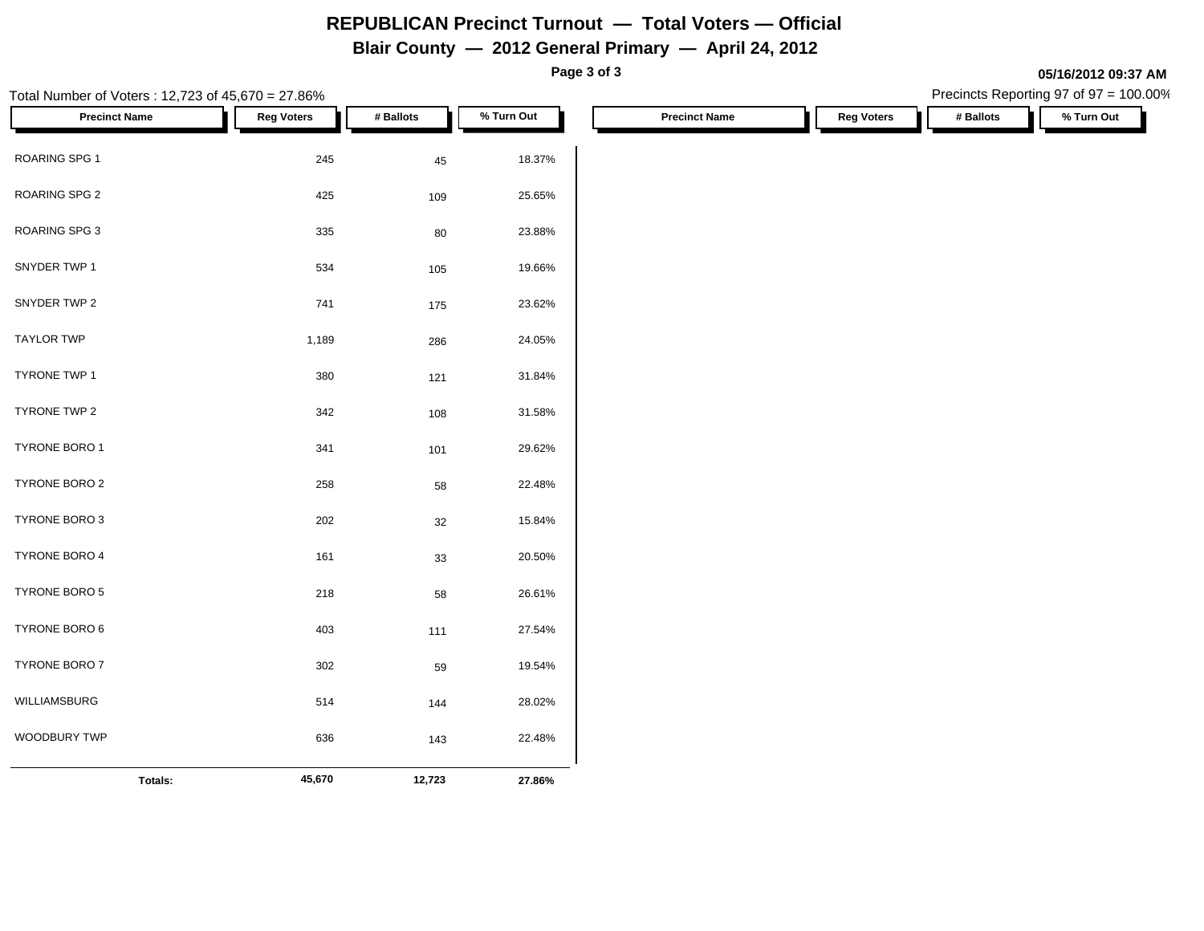# REPUBLICAN Precinct Turnout — Total Voters — Official

## Blair County — 2012 General Primary — April 24, 2012

05/16/2012 09:37 AM

Total Number of Voters : 12,723 of 45,670 = 27.86%

Precincts Reporting 97 of 97 = 100.00%

| Precinct Name | Reg Voters | # Ballots | % Turn Out |
|---|---|---|---|
| ROARING SPG 1 | 245 | 45 | 18.37% |
| ROARING SPG 2 | 425 | 109 | 25.65% |
| ROARING SPG 3 | 335 | 80 | 23.88% |
| SNYDER TWP 1 | 534 | 105 | 19.66% |
| SNYDER TWP 2 | 741 | 175 | 23.62% |
| TAYLOR TWP | 1,189 | 286 | 24.05% |
| TYRONE TWP 1 | 380 | 121 | 31.84% |
| TYRONE TWP 2 | 342 | 108 | 31.58% |
| TYRONE BORO 1 | 341 | 101 | 29.62% |
| TYRONE BORO 2 | 258 | 58 | 22.48% |
| TYRONE BORO 3 | 202 | 32 | 15.84% |
| TYRONE BORO 4 | 161 | 33 | 20.50% |
| TYRONE BORO 5 | 218 | 58 | 26.61% |
| TYRONE BORO 6 | 403 | 111 | 27.54% |
| TYRONE BORO 7 | 302 | 59 | 19.54% |
| WILLIAMSBURG | 514 | 144 | 28.02% |
| WOODBURY TWP | 636 | 143 | 22.48% |
| **Totals:** | **45,670** | **12,723** | **27.86%** |